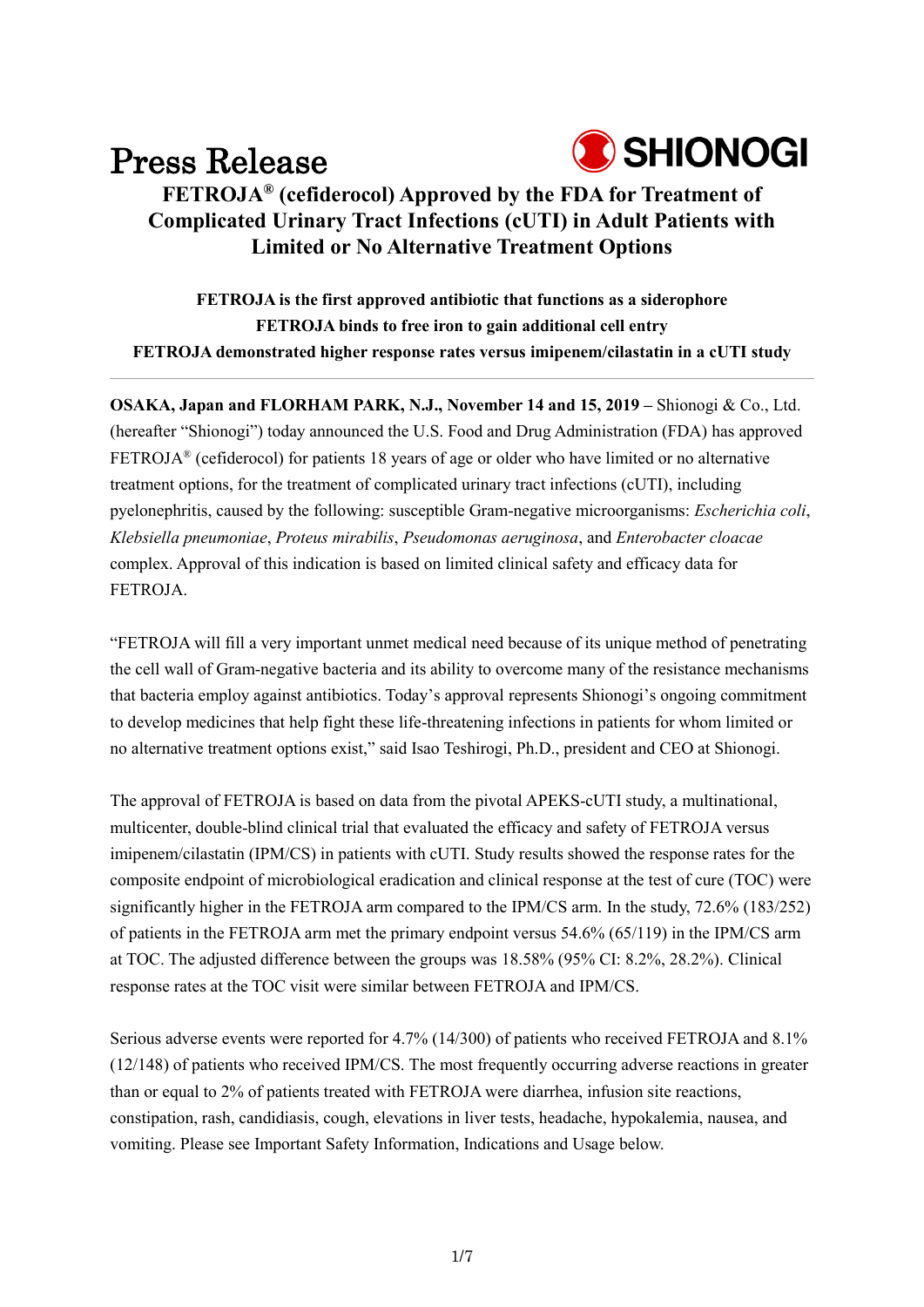Press Release

SHIONOGI

# FETROJA® (cefiderocol) Approved by the FDA for Treatment of Complicated Urinary Tract Infections (cUTI) in Adult Patients with Limited or No Alternative Treatment Options

**FETROJA is the first approved antibiotic that functions as a siderophore**
**FETROJA binds to free iron to gain additional cell entry**
**FETROJA demonstrated higher response rates versus imipenem/cilastatin in a cUTI study**

---

**OSAKA, Japan and FLORHAM PARK, N.J., November 14 and 15, 2019 –** Shionogi & Co., Ltd. (hereafter "Shionogi") today announced the U.S. Food and Drug Administration (FDA) has approved FETROJA® (cefiderocol) for patients 18 years of age or older who have limited or no alternative treatment options, for the treatment of complicated urinary tract infections (cUTI), including pyelonephritis, caused by the following: susceptible Gram-negative microorganisms: *Escherichia coli*, *Klebsiella pneumoniae*, *Proteus mirabilis*, *Pseudomonas aeruginosa*, and *Enterobacter cloacae* complex. Approval of this indication is based on limited clinical safety and efficacy data for FETROJA.

"FETROJA will fill a very important unmet medical need because of its unique method of penetrating the cell wall of Gram-negative bacteria and its ability to overcome many of the resistance mechanisms that bacteria employ against antibiotics. Today's approval represents Shionogi's ongoing commitment to develop medicines that help fight these life-threatening infections in patients for whom limited or no alternative treatment options exist," said Isao Teshirogi, Ph.D., president and CEO at Shionogi.

The approval of FETROJA is based on data from the pivotal APEKS-cUTI study, a multinational, multicenter, double-blind clinical trial that evaluated the efficacy and safety of FETROJA versus imipenem/cilastatin (IPM/CS) in patients with cUTI. Study results showed the response rates for the composite endpoint of microbiological eradication and clinical response at the test of cure (TOC) were significantly higher in the FETROJA arm compared to the IPM/CS arm. In the study, 72.6% (183/252) of patients in the FETROJA arm met the primary endpoint versus 54.6% (65/119) in the IPM/CS arm at TOC. The adjusted difference between the groups was 18.58% (95% CI: 8.2%, 28.2%). Clinical response rates at the TOC visit were similar between FETROJA and IPM/CS.

Serious adverse events were reported for 4.7% (14/300) of patients who received FETROJA and 8.1% (12/148) of patients who received IPM/CS. The most frequently occurring adverse reactions in greater than or equal to 2% of patients treated with FETROJA were diarrhea, infusion site reactions, constipation, rash, candidiasis, cough, elevations in liver tests, headache, hypokalemia, nausea, and vomiting. Please see Important Safety Information, Indications and Usage below.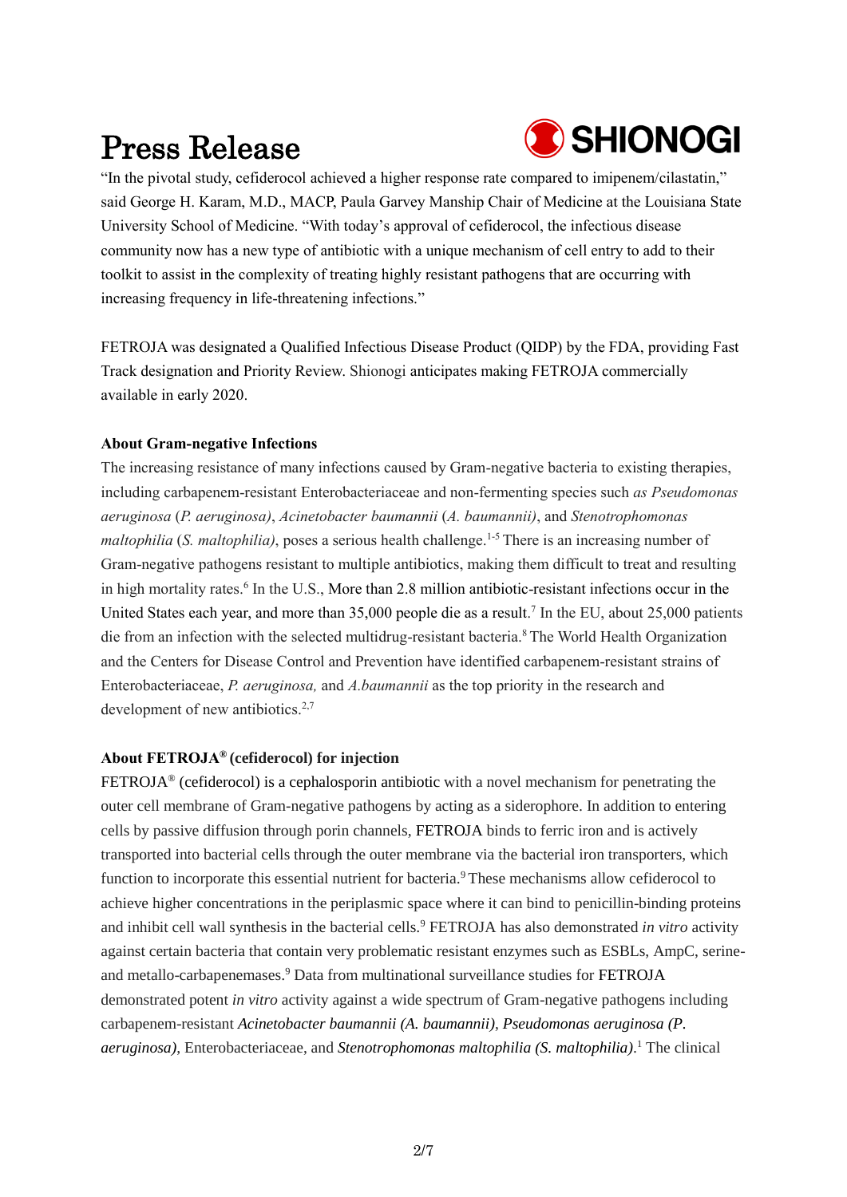"In the pivotal study, cefiderocol achieved a higher response rate compared to imipenem/cilastatin," said George H. Karam, M.D., MACP, Paula Garvey Manship Chair of Medicine at the Louisiana State University School of Medicine. "With today's approval of cefiderocol, the infectious disease community now has a new type of antibiotic with a unique mechanism of cell entry to add to their toolkit to assist in the complexity of treating highly resistant pathogens that are occurring with increasing frequency in life-threatening infections."

FETROJA was designated a Qualified Infectious Disease Product (QIDP) by the FDA, providing Fast Track designation and Priority Review. Shionogi anticipates making FETROJA commercially available in early 2020.

**About Gram-negative Infections**

The increasing resistance of many infections caused by Gram-negative bacteria to existing therapies, including carbapenem-resistant Enterobacteriaceae and non-fermenting species such *as Pseudomonas aeruginosa* (*P. aeruginosa)*, *Acinetobacter baumannii* (*A. baumannii)*, and *Stenotrophomonas maltophilia* (*S. maltophilia)*, poses a serious health challenge.[1-5] There is an increasing number of Gram-negative pathogens resistant to multiple antibiotics, making them difficult to treat and resulting in high mortality rates.[6] In the U.S., More than 2.8 million antibiotic-resistant infections occur in the United States each year, and more than 35,000 people die as a result.[7] In the EU, about 25,000 patients die from an infection with the selected multidrug-resistant bacteria.[8] The World Health Organization and the Centers for Disease Control and Prevention have identified carbapenem-resistant strains of Enterobacteriaceae, *P. aeruginosa,* and *A.baumannii* as the top priority in the research and development of new antibiotics.[2,7]

**About FETROJA® (cefiderocol) for injection**

FETROJA® (cefiderocol) is a cephalosporin antibiotic with a novel mechanism for penetrating the outer cell membrane of Gram-negative pathogens by acting as a siderophore. In addition to entering cells by passive diffusion through porin channels, FETROJA binds to ferric iron and is actively transported into bacterial cells through the outer membrane via the bacterial iron transporters, which function to incorporate this essential nutrient for bacteria.[9] These mechanisms allow cefiderocol to achieve higher concentrations in the periplasmic space where it can bind to penicillin-binding proteins and inhibit cell wall synthesis in the bacterial cells.[9] FETROJA has also demonstrated *in vitro* activity against certain bacteria that contain very problematic resistant enzymes such as ESBLs, AmpC, serine- and metallo-carbapenemases.[9] Data from multinational surveillance studies for FETROJA demonstrated potent *in vitro* activity against a wide spectrum of Gram-negative pathogens including carbapenem-resistant *Acinetobacter baumannii (A. baumannii)*, *Pseudomonas aeruginosa (P. aeruginosa)*, Enterobacteriaceae, and *Stenotrophomonas maltophilia (S. maltophilia)*.[1] The clinical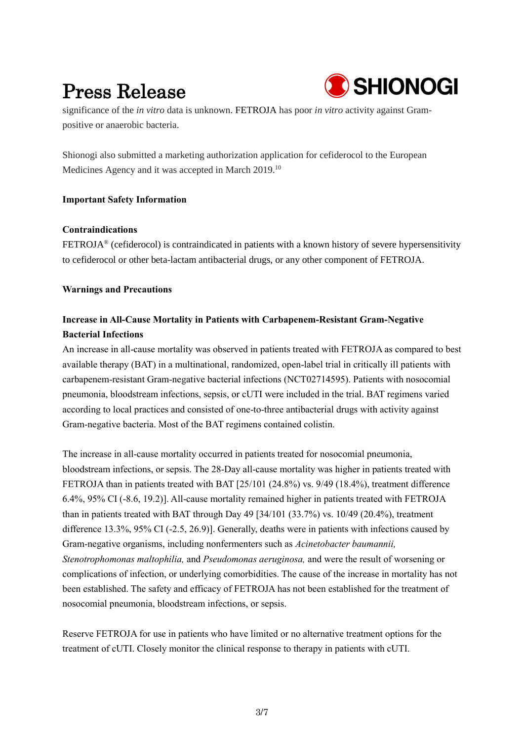significance of the *in vitro* data is unknown. FETROJA has poor *in vitro* activity against Gram-positive or anaerobic bacteria.

Shionogi also submitted a marketing authorization application for cefiderocol to the European Medicines Agency and it was accepted in March 2019.[10]

**Important Safety Information**

**Contraindications**

FETROJA® (cefiderocol) is contraindicated in patients with a known history of severe hypersensitivity to cefiderocol or other beta-lactam antibacterial drugs, or any other component of FETROJA.

**Warnings and Precautions**

**Increase in All-Cause Mortality in Patients with Carbapenem-Resistant Gram-Negative Bacterial Infections**

An increase in all-cause mortality was observed in patients treated with FETROJA as compared to best available therapy (BAT) in a multinational, randomized, open-label trial in critically ill patients with carbapenem-resistant Gram-negative bacterial infections (NCT02714595). Patients with nosocomial pneumonia, bloodstream infections, sepsis, or cUTI were included in the trial. BAT regimens varied according to local practices and consisted of one-to-three antibacterial drugs with activity against Gram-negative bacteria. Most of the BAT regimens contained colistin.

The increase in all-cause mortality occurred in patients treated for nosocomial pneumonia, bloodstream infections, or sepsis. The 28-Day all-cause mortality was higher in patients treated with FETROJA than in patients treated with BAT [25/101 (24.8%) vs. 9/49 (18.4%), treatment difference 6.4%, 95% CI (-8.6, 19.2)]. All-cause mortality remained higher in patients treated with FETROJA than in patients treated with BAT through Day 49 [34/101 (33.7%) vs. 10/49 (20.4%), treatment difference 13.3%, 95% CI (-2.5, 26.9)]. Generally, deaths were in patients with infections caused by Gram-negative organisms, including nonfermenters such as *Acinetobacter baumannii, Stenotrophomonas maltophilia,* and *Pseudomonas aeruginosa,* and were the result of worsening or complications of infection, or underlying comorbidities. The cause of the increase in mortality has not been established. The safety and efficacy of FETROJA has not been established for the treatment of nosocomial pneumonia, bloodstream infections, or sepsis.

Reserve FETROJA for use in patients who have limited or no alternative treatment options for the treatment of cUTI. Closely monitor the clinical response to therapy in patients with cUTI.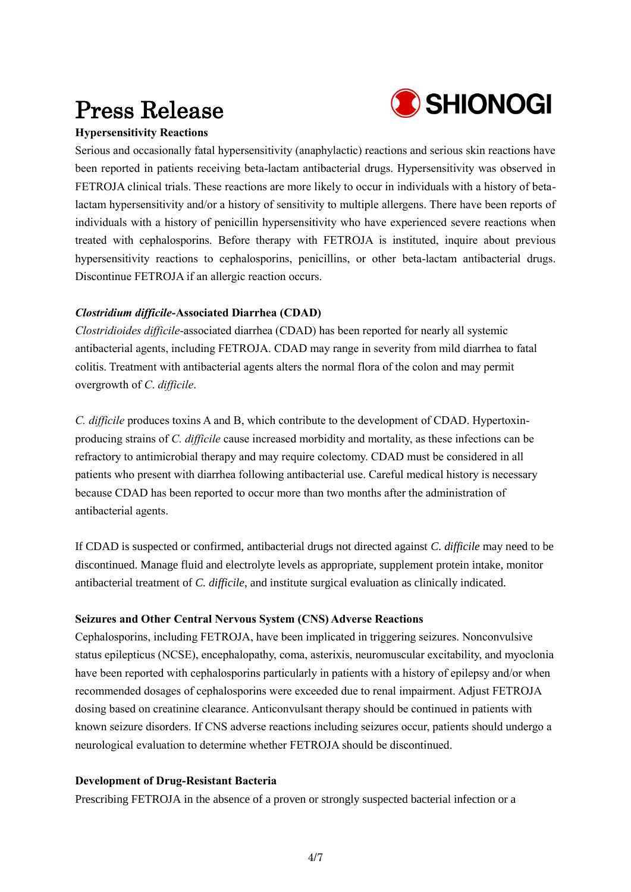**Hypersensitivity Reactions**

Serious and occasionally fatal hypersensitivity (anaphylactic) reactions and serious skin reactions have been reported in patients receiving beta-lactam antibacterial drugs. Hypersensitivity was observed in FETROJA clinical trials. These reactions are more likely to occur in individuals with a history of beta-lactam hypersensitivity and/or a history of sensitivity to multiple allergens. There have been reports of individuals with a history of penicillin hypersensitivity who have experienced severe reactions when treated with cephalosporins. Before therapy with FETROJA is instituted, inquire about previous hypersensitivity reactions to cephalosporins, penicillins, or other beta-lactam antibacterial drugs. Discontinue FETROJA if an allergic reaction occurs.

***Clostridium difficile*-Associated Diarrhea (CDAD)**

*Clostridioides difficile*-associated diarrhea (CDAD) has been reported for nearly all systemic antibacterial agents, including FETROJA. CDAD may range in severity from mild diarrhea to fatal colitis. Treatment with antibacterial agents alters the normal flora of the colon and may permit overgrowth of *C. difficile*.

*C. difficile* produces toxins A and B, which contribute to the development of CDAD. Hypertoxin-producing strains of *C. difficile* cause increased morbidity and mortality, as these infections can be refractory to antimicrobial therapy and may require colectomy. CDAD must be considered in all patients who present with diarrhea following antibacterial use. Careful medical history is necessary because CDAD has been reported to occur more than two months after the administration of antibacterial agents.

If CDAD is suspected or confirmed, antibacterial drugs not directed against *C. difficile* may need to be discontinued. Manage fluid and electrolyte levels as appropriate, supplement protein intake, monitor antibacterial treatment of *C. difficile*, and institute surgical evaluation as clinically indicated.

**Seizures and Other Central Nervous System (CNS) Adverse Reactions**

Cephalosporins, including FETROJA, have been implicated in triggering seizures. Nonconvulsive status epilepticus (NCSE), encephalopathy, coma, asterixis, neuromuscular excitability, and myoclonia have been reported with cephalosporins particularly in patients with a history of epilepsy and/or when recommended dosages of cephalosporins were exceeded due to renal impairment. Adjust FETROJA dosing based on creatinine clearance. Anticonvulsant therapy should be continued in patients with known seizure disorders. If CNS adverse reactions including seizures occur, patients should undergo a neurological evaluation to determine whether FETROJA should be discontinued.

**Development of Drug-Resistant Bacteria**

Prescribing FETROJA in the absence of a proven or strongly suspected bacterial infection or a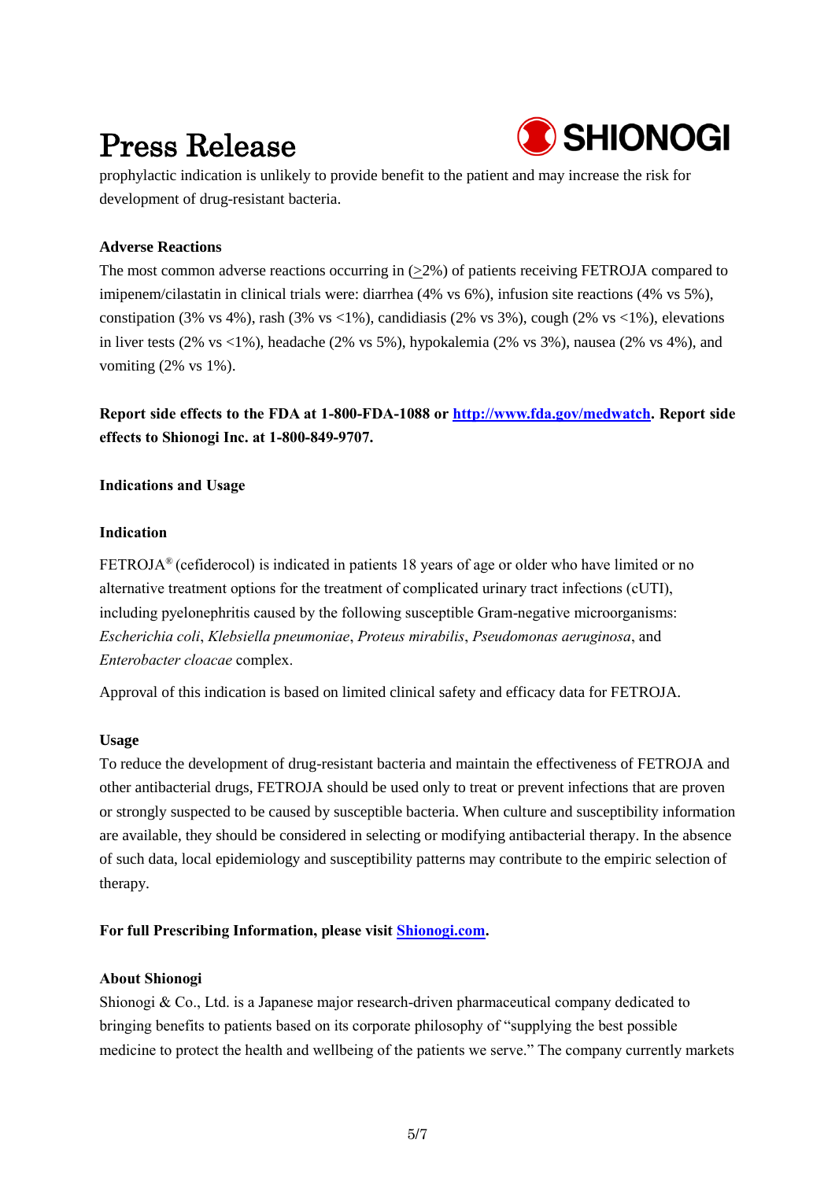prophylactic indication is unlikely to provide benefit to the patient and may increase the risk for development of drug-resistant bacteria.

**Adverse Reactions**

The most common adverse reactions occurring in (≥2%) of patients receiving FETROJA compared to imipenem/cilastatin in clinical trials were: diarrhea (4% vs 6%), infusion site reactions (4% vs 5%), constipation (3% vs 4%), rash (3% vs <1%), candidiasis (2% vs 3%), cough (2% vs <1%), elevations in liver tests (2% vs <1%), headache (2% vs 5%), hypokalemia (2% vs 3%), nausea (2% vs 4%), and vomiting (2% vs 1%).

**Report side effects to the FDA at 1-800-FDA-1088 or [http://www.fda.gov/medwatch](http://www.fda.gov/medwatch). Report side effects to Shionogi Inc. at 1-800-849-9707.**

**Indications and Usage**

**Indication**

FETROJA® (cefiderocol) is indicated in patients 18 years of age or older who have limited or no alternative treatment options for the treatment of complicated urinary tract infections (cUTI), including pyelonephritis caused by the following susceptible Gram-negative microorganisms: *Escherichia coli*, *Klebsiella pneumoniae*, *Proteus mirabilis*, *Pseudomonas aeruginosa*, and *Enterobacter cloacae* complex.

Approval of this indication is based on limited clinical safety and efficacy data for FETROJA.

**Usage**

To reduce the development of drug-resistant bacteria and maintain the effectiveness of FETROJA and other antibacterial drugs, FETROJA should be used only to treat or prevent infections that are proven or strongly suspected to be caused by susceptible bacteria. When culture and susceptibility information are available, they should be considered in selecting or modifying antibacterial therapy. In the absence of such data, local epidemiology and susceptibility patterns may contribute to the empiric selection of therapy.

**For full Prescribing Information, please visit [Shionogi.com](Shionogi.com).**

**About Shionogi**

Shionogi & Co., Ltd. is a Japanese major research-driven pharmaceutical company dedicated to bringing benefits to patients based on its corporate philosophy of "supplying the best possible medicine to protect the health and wellbeing of the patients we serve." The company currently markets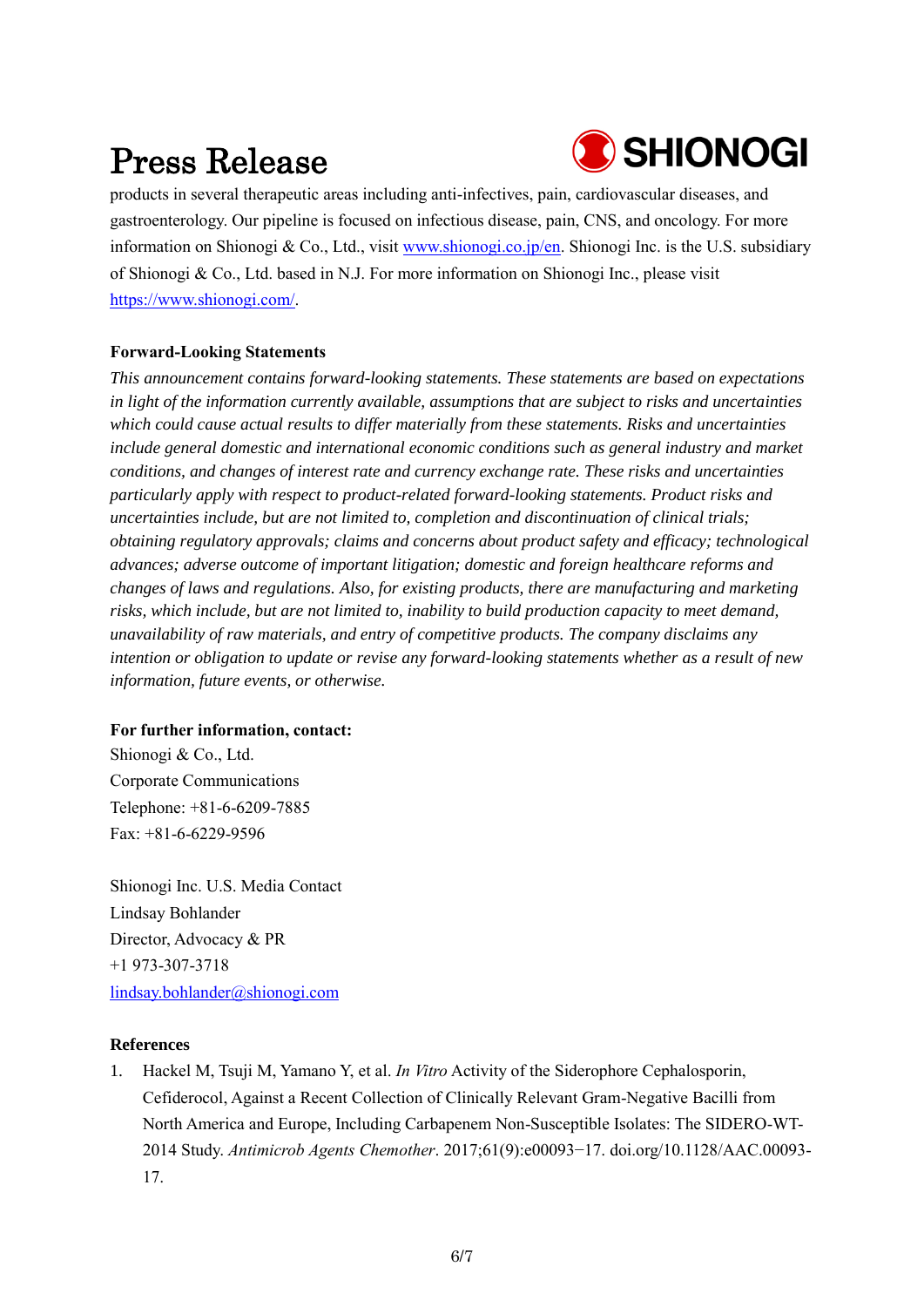products in several therapeutic areas including anti-infectives, pain, cardiovascular diseases, and gastroenterology. Our pipeline is focused on infectious disease, pain, CNS, and oncology. For more information on Shionogi & Co., Ltd., visit [www.shionogi.co.jp/en](www.shionogi.co.jp/en). Shionogi Inc. is the U.S. subsidiary of Shionogi & Co., Ltd. based in N.J. For more information on Shionogi Inc., please visit [https://www.shionogi.com/](https://www.shionogi.com/).

**Forward-Looking Statements**

*This announcement contains forward-looking statements. These statements are based on expectations in light of the information currently available, assumptions that are subject to risks and uncertainties which could cause actual results to differ materially from these statements. Risks and uncertainties include general domestic and international economic conditions such as general industry and market conditions, and changes of interest rate and currency exchange rate. These risks and uncertainties particularly apply with respect to product-related forward-looking statements. Product risks and uncertainties include, but are not limited to, completion and discontinuation of clinical trials; obtaining regulatory approvals; claims and concerns about product safety and efficacy; technological advances; adverse outcome of important litigation; domestic and foreign healthcare reforms and changes of laws and regulations. Also, for existing products, there are manufacturing and marketing risks, which include, but are not limited to, inability to build production capacity to meet demand, unavailability of raw materials, and entry of competitive products. The company disclaims any intention or obligation to update or revise any forward-looking statements whether as a result of new information, future events, or otherwise.*

**For further information, contact:**

Shionogi & Co., Ltd.
Corporate Communications
Telephone: +81-6-6209-7885
Fax: +81-6-6229-9596

Shionogi Inc. U.S. Media Contact
Lindsay Bohlander
Director, Advocacy & PR
+1 973-307-3718
[lindsay.bohlander@shionogi.com](mailto:lindsay.bohlander@shionogi.com)

**References**

1. Hackel M, Tsuji M, Yamano Y, et al. *In Vitro* Activity of the Siderophore Cephalosporin, Cefiderocol, Against a Recent Collection of Clinically Relevant Gram-Negative Bacilli from North America and Europe, Including Carbapenem Non-Susceptible Isolates: The SIDERO-WT-2014 Study. *Antimicrob Agents Chemother*. 2017;61(9):e00093−17. doi.org/10.1128/AAC.00093-17.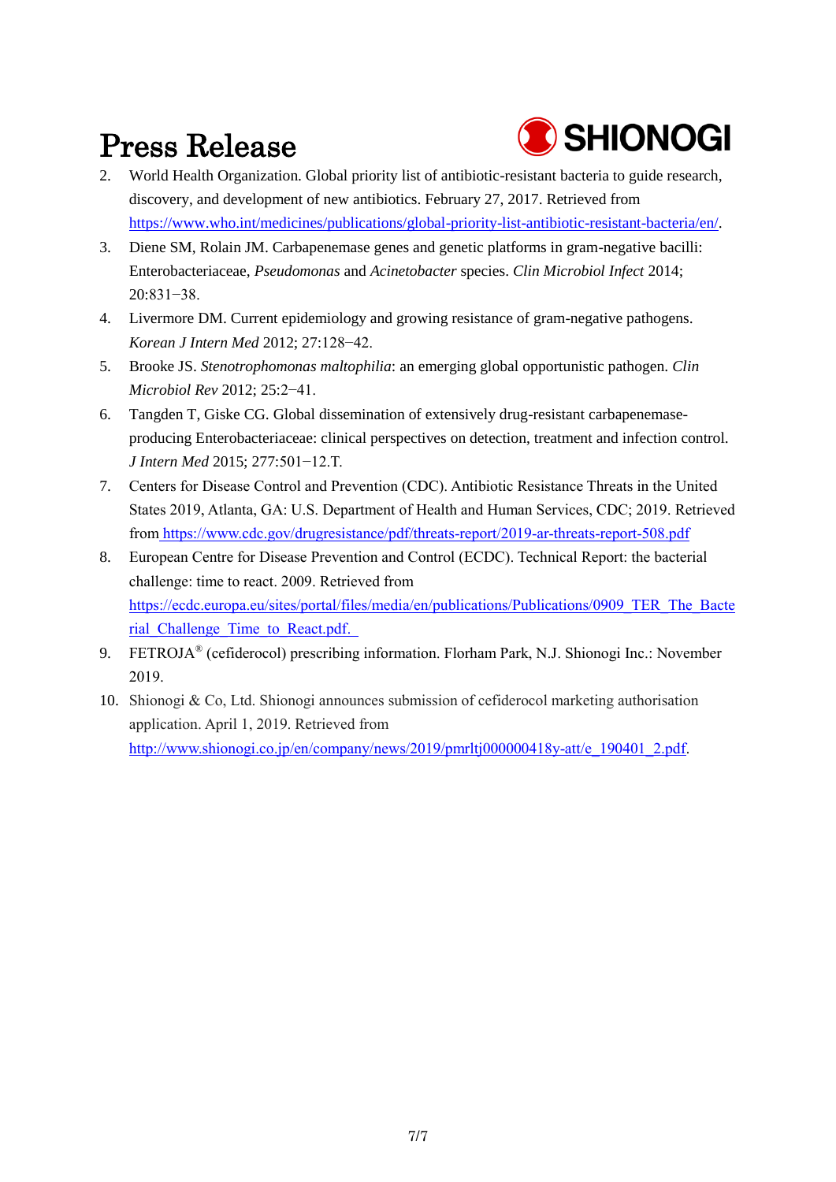2. World Health Organization. Global priority list of antibiotic-resistant bacteria to guide research, discovery, and development of new antibiotics. February 27, 2017. Retrieved from https://www.who.int/medicines/publications/global-priority-list-antibiotic-resistant-bacteria/en/.
3. Diene SM, Rolain JM. Carbapenemase genes and genetic platforms in gram-negative bacilli: Enterobacteriaceae, *Pseudomonas* and *Acinetobacter* species. *Clin Microbiol Infect* 2014; 20:831−38.
4. Livermore DM. Current epidemiology and growing resistance of gram-negative pathogens. *Korean J Intern Med* 2012; 27:128−42.
5. Brooke JS. *Stenotrophomonas maltophilia*: an emerging global opportunistic pathogen. *Clin Microbiol Rev* 2012; 25:2−41.
6. Tangden T, Giske CG. Global dissemination of extensively drug-resistant carbapenemase-producing Enterobacteriaceae: clinical perspectives on detection, treatment and infection control. *J Intern Med* 2015; 277:501−12.T.
7. Centers for Disease Control and Prevention (CDC). Antibiotic Resistance Threats in the United States 2019, Atlanta, GA: U.S. Department of Health and Human Services, CDC; 2019. Retrieved from https://www.cdc.gov/drugresistance/pdf/threats-report/2019-ar-threats-report-508.pdf
8. European Centre for Disease Prevention and Control (ECDC). Technical Report: the bacterial challenge: time to react. 2009. Retrieved from https://ecdc.europa.eu/sites/portal/files/media/en/publications/Publications/0909_TER_The_Bacterial_Challenge_Time_to_React.pdf.
9. FETROJA® (cefiderocol) prescribing information. Florham Park, N.J. Shionogi Inc.: November 2019.
10. Shionogi & Co, Ltd. Shionogi announces submission of cefiderocol marketing authorisation application. April 1, 2019. Retrieved from http://www.shionogi.co.jp/en/company/news/2019/pmrltj000000418y-att/e_190401_2.pdf.